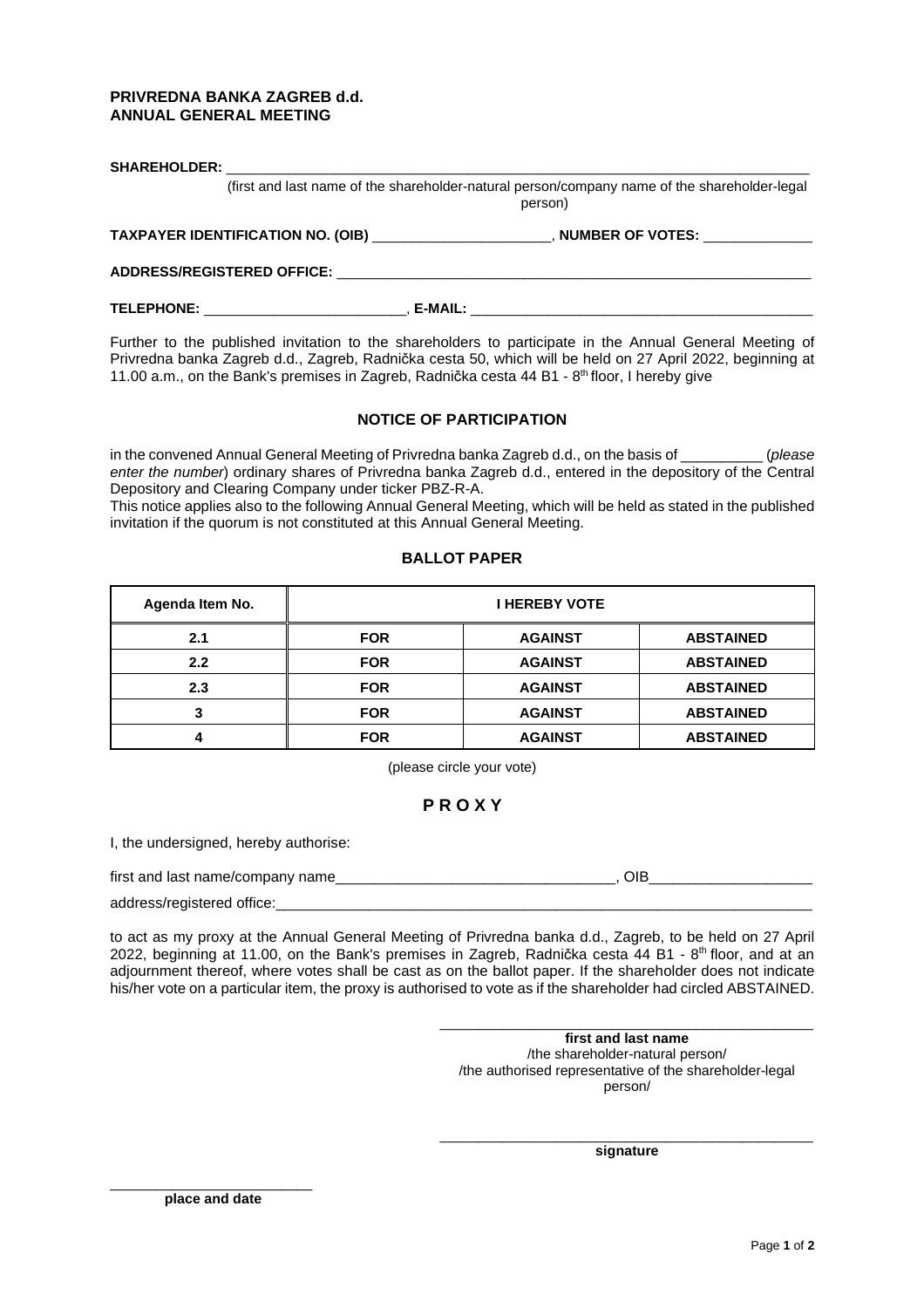**PRIVREDNA BANKA ZAGREB d.d.**
**ANNUAL GENERAL MEETING**

**SHAREHOLDER:** ______________________________________________________________________________
(first and last name of the shareholder-natural person/company name of the shareholder-legal person)

**TAXPAYER IDENTIFICATION NO. (OIB)** ______________________, **NUMBER OF VOTES:** ______________

**ADDRESS/REGISTERED OFFICE:** _______________________________________________________________

**TELEPHONE:** _________________________, **E-MAIL:** ____________________________________________

Further to the published invitation to the shareholders to participate in the Annual General Meeting of Privredna banka Zagreb d.d., Zagreb, Radnička cesta 50, which will be held on 27 April 2022, beginning at 11.00 a.m., on the Bank's premises in Zagreb, Radnička cesta 44 B1 - 8th floor, I hereby give

## NOTICE OF PARTICIPATION

in the convened Annual General Meeting of Privredna banka Zagreb d.d., on the basis of __________ (*please enter the number*) ordinary shares of Privredna banka Zagreb d.d., entered in the depository of the Central Depository and Clearing Company under ticker PBZ-R-A.
This notice applies also to the following Annual General Meeting, which will be held as stated in the published invitation if the quorum is not constituted at this Annual General Meeting.

## BALLOT PAPER

| Agenda Item No. | I HEREBY VOTE | | |
|---|---|---|---|
| **2.1** | **FOR** | **AGAINST** | **ABSTAINED** |
| **2.2** | **FOR** | **AGAINST** | **ABSTAINED** |
| **2.3** | **FOR** | **AGAINST** | **ABSTAINED** |
| **3** | **FOR** | **AGAINST** | **ABSTAINED** |
| **4** | **FOR** | **AGAINST** | **ABSTAINED** |

(please circle your vote)

## P R O X Y

I, the undersigned, hereby authorise:

first and last name/company name__________________________________, OIB____________________

address/registered office:_____________________________________________________________________

to act as my proxy at the Annual General Meeting of Privredna banka d.d., Zagreb, to be held on 27 April 2022, beginning at 11.00, on the Bank's premises in Zagreb, Radnička cesta 44 B1 - 8th floor, and at an adjournment thereof, where votes shall be cast as on the ballot paper. If the shareholder does not indicate his/her vote on a particular item, the proxy is authorised to vote as if the shareholder had circled ABSTAINED.

__________________________________________
**first and last name**
/the shareholder-natural person/
/the authorised representative of the shareholder-legal person/

__________________________________________
**signature**

__________________________
**place and date**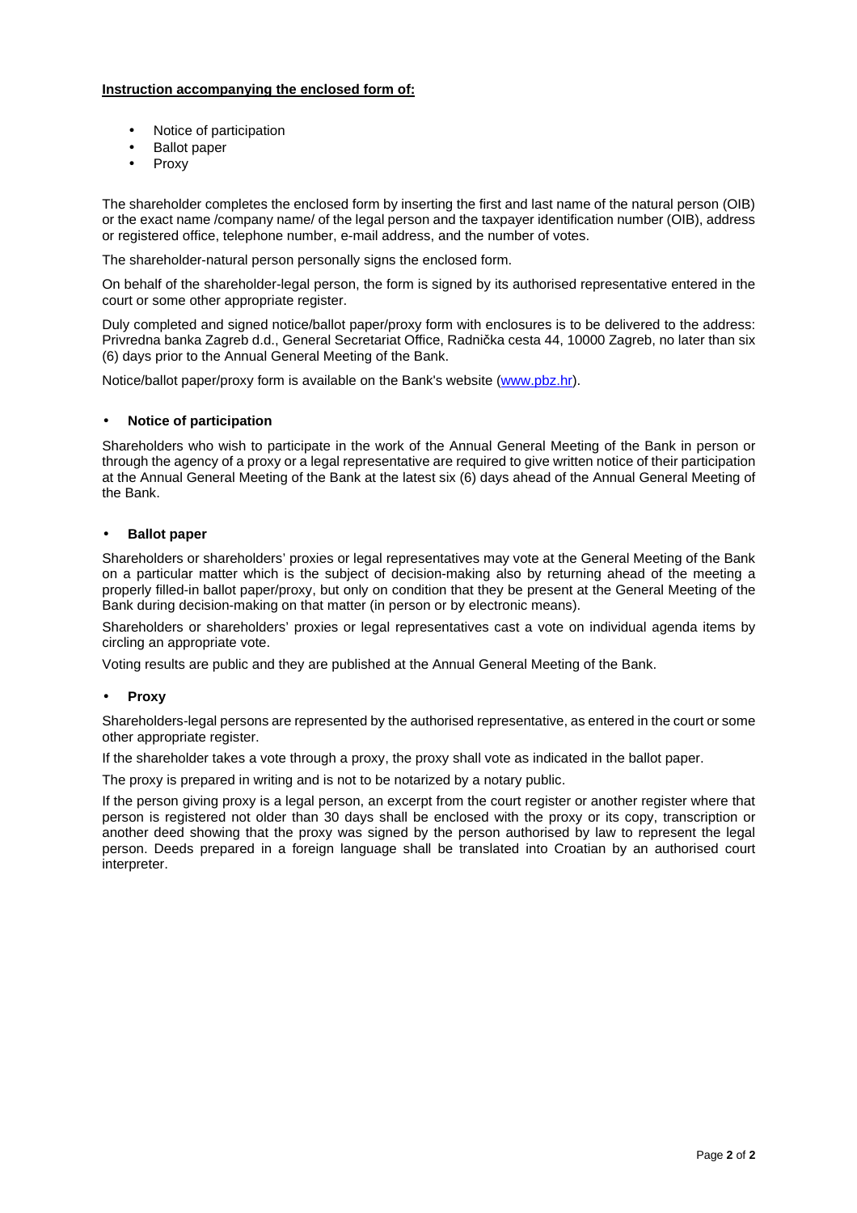**Instruction accompanying the enclosed form of:**

- Notice of participation
- Ballot paper
- Proxy

The shareholder completes the enclosed form by inserting the first and last name of the natural person (OIB) or the exact name /company name/ of the legal person and the taxpayer identification number (OIB), address or registered office, telephone number, e-mail address, and the number of votes.

The shareholder-natural person personally signs the enclosed form.

On behalf of the shareholder-legal person, the form is signed by its authorised representative entered in the court or some other appropriate register.

Duly completed and signed notice/ballot paper/proxy form with enclosures is to be delivered to the address: Privredna banka Zagreb d.d., General Secretariat Office, Radnička cesta 44, 10000 Zagreb, no later than six (6) days prior to the Annual General Meeting of the Bank.

Notice/ballot paper/proxy form is available on the Bank's website (www.pbz.hr).

- **Notice of participation**

Shareholders who wish to participate in the work of the Annual General Meeting of the Bank in person or through the agency of a proxy or a legal representative are required to give written notice of their participation at the Annual General Meeting of the Bank at the latest six (6) days ahead of the Annual General Meeting of the Bank.

- **Ballot paper**

Shareholders or shareholders' proxies or legal representatives may vote at the General Meeting of the Bank on a particular matter which is the subject of decision-making also by returning ahead of the meeting a properly filled-in ballot paper/proxy, but only on condition that they be present at the General Meeting of the Bank during decision-making on that matter (in person or by electronic means).

Shareholders or shareholders' proxies or legal representatives cast a vote on individual agenda items by circling an appropriate vote.

Voting results are public and they are published at the Annual General Meeting of the Bank.

- **Proxy**

Shareholders-legal persons are represented by the authorised representative, as entered in the court or some other appropriate register.

If the shareholder takes a vote through a proxy, the proxy shall vote as indicated in the ballot paper.

The proxy is prepared in writing and is not to be notarized by a notary public.

If the person giving proxy is a legal person, an excerpt from the court register or another register where that person is registered not older than 30 days shall be enclosed with the proxy or its copy, transcription or another deed showing that the proxy was signed by the person authorised by law to represent the legal person. Deeds prepared in a foreign language shall be translated into Croatian by an authorised court interpreter.